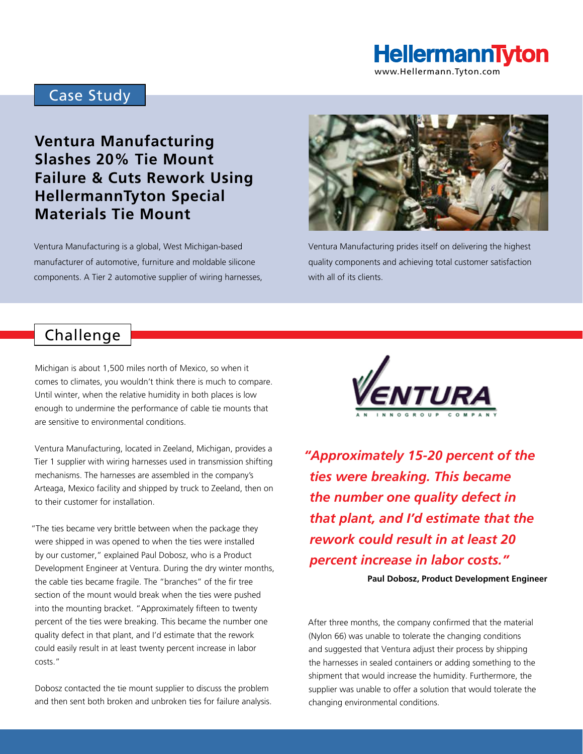HellermannTyton
www.Hellermann.Tyton.com

## Case Study

# Ventura Manufacturing Slashes 20% Tie Mount Failure & Cuts Rework Using HellermannTyton Special Materials Tie Mount

Ventura Manufacturing is a global, West Michigan-based manufacturer of automotive, furniture and moldable silicone components. A Tier 2 automotive supplier of wiring harnesses,

Ventura Manufacturing prides itself on delivering the highest quality components and achieving total customer satisfaction with all of its clients.

## Challenge

Michigan is about 1,500 miles north of Mexico, so when it comes to climates, you wouldn't think there is much to compare. Until winter, when the relative humidity in both places is low enough to undermine the performance of cable tie mounts that are sensitive to environmental conditions.

Ventura Manufacturing, located in Zeeland, Michigan, provides a Tier 1 supplier with wiring harnesses used in transmission shifting mechanisms. The harnesses are assembled in the company's Arteaga, Mexico facility and shipped by truck to Zeeland, then on to their customer for installation.

"The ties became very brittle between when the package they were shipped in was opened to when the ties were installed by our customer," explained Paul Dobosz, who is a Product Development Engineer at Ventura. During the dry winter months, the cable ties became fragile. The "branches" of the fir tree section of the mount would break when the ties were pushed into the mounting bracket. "Approximately fifteen to twenty percent of the ties were breaking. This became the number one quality defect in that plant, and I'd estimate that the rework could easily result in at least twenty percent increase in labor costs."

Dobosz contacted the tie mount supplier to discuss the problem and then sent both broken and unbroken ties for failure analysis.

VENTURA
AN INNOGROUP COMPANY

***"Approximately 15-20 percent of the ties were breaking. This became the number one quality defect in that plant, and I'd estimate that the rework could result in at least 20 percent increase in labor costs."***

**Paul Dobosz, Product Development Engineer**

After three months, the company confirmed that the material (Nylon 66) was unable to tolerate the changing conditions and suggested that Ventura adjust their process by shipping the harnesses in sealed containers or adding something to the shipment that would increase the humidity. Furthermore, the supplier was unable to offer a solution that would tolerate the changing environmental conditions.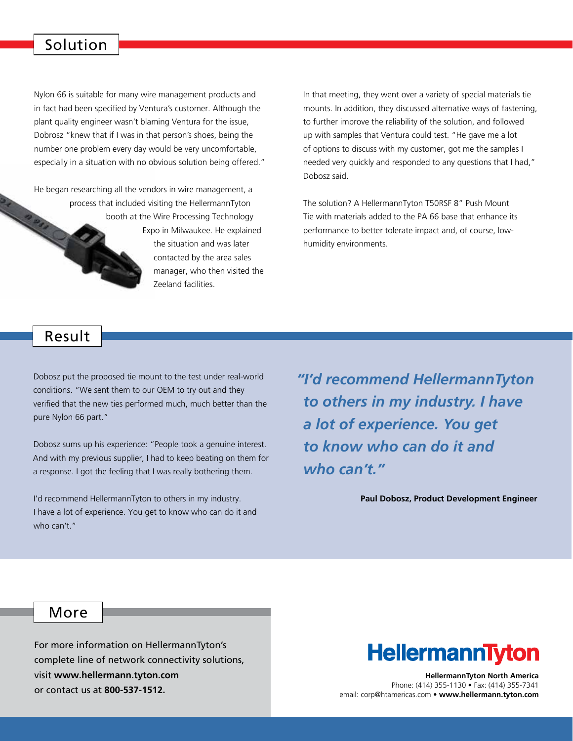## Solution

Nylon 66 is suitable for many wire management products and in fact had been specified by Ventura's customer. Although the plant quality engineer wasn't blaming Ventura for the issue, Dobrosz "knew that if I was in that person's shoes, being the number one problem every day would be very uncomfortable, especially in a situation with no obvious solution being offered."

He began researching all the vendors in wire management, a process that included visiting the HellermannTyton booth at the Wire Processing Technology Expo in Milwaukee. He explained the situation and was later contacted by the area sales manager, who then visited the Zeeland facilities.

In that meeting, they went over a variety of special materials tie mounts. In addition, they discussed alternative ways of fastening, to further improve the reliability of the solution, and followed up with samples that Ventura could test. "He gave me a lot of options to discuss with my customer, got me the samples I needed very quickly and responded to any questions that I had," Dobosz said.

The solution? A HellermannTyton T50RSF 8" Push Mount Tie with materials added to the PA 66 base that enhance its performance to better tolerate impact and, of course, low-humidity environments.

## Result

Dobosz put the proposed tie mount to the test under real-world conditions. "We sent them to our OEM to try out and they verified that the new ties performed much, much better than the pure Nylon 66 part."

Dobosz sums up his experience: "People took a genuine interest. And with my previous supplier, I had to keep beating on them for a response. I got the feeling that I was really bothering them.

I'd recommend HellermannTyton to others in my industry. I have a lot of experience. You get to know who can do it and who can't."

***"I'd recommend HellermannTyton to others in my industry. I have a lot of experience. You get to know who can do it and who can't."***

**Paul Dobosz, Product Development Engineer**

## More

For more information on HellermannTyton's complete line of network connectivity solutions, visit **www.hellermann.tyton.com** or contact us at **800-537-1512.**

HellermannTyton

**HellermannTyton North America**
Phone: (414) 355-1130 • Fax: (414) 355-7341
email: corp@htamericas.com • **www.hellermann.tyton.com**